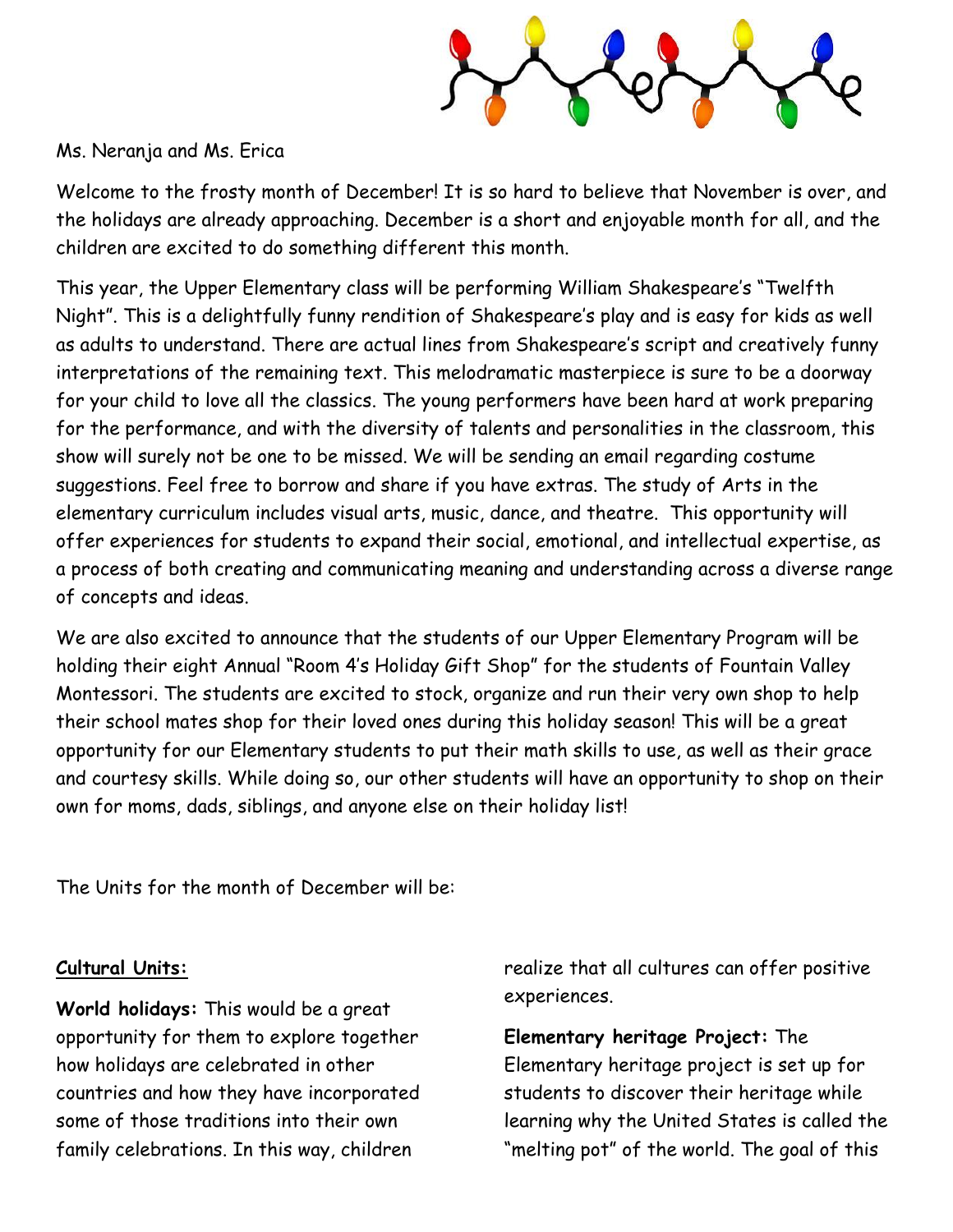Ms. Neranja and Ms. Erica

Welcome to the frosty month of December! It is so hard to believe that November is over, and the holidays are already approaching. December is a short and enjoyable month for all, and the children are excited to do something different this month.

This year, the Upper Elementary class will be performing William Shakespeare's "Twelfth Night". This is a delightfully funny rendition of Shakespeare's play and is easy for kids as well as adults to understand. There are actual lines from Shakespeare's script and creatively funny interpretations of the remaining text. This melodramatic masterpiece is sure to be a doorway for your child to love all the classics. The young performers have been hard at work preparing for the performance, and with the diversity of talents and personalities in the classroom, this show will surely not be one to be missed. We will be sending an email regarding costume suggestions. Feel free to borrow and share if you have extras. The study of Arts in the elementary curriculum includes visual arts, music, dance, and theatre. This opportunity will offer experiences for students to expand their social, emotional, and intellectual expertise, as a process of both creating and communicating meaning and understanding across a diverse range of concepts and ideas.

We are also excited to announce that the students of our Upper Elementary Program will be holding their eight Annual "Room 4's Holiday Gift Shop" for the students of Fountain Valley Montessori. The students are excited to stock, organize and run their very own shop to help their school mates shop for their loved ones during this holiday season! This will be a great opportunity for our Elementary students to put their math skills to use, as well as their grace and courtesy skills. While doing so, our other students will have an opportunity to shop on their own for moms, dads, siblings, and anyone else on their holiday list!

The Units for the month of December will be:

**Cultural Units:**

**World holidays:** This would be a great opportunity for them to explore together how holidays are celebrated in other countries and how they have incorporated some of those traditions into their own family celebrations. In this way, children realize that all cultures can offer positive experiences.

**Elementary heritage Project:** The Elementary heritage project is set up for students to discover their heritage while learning why the United States is called the "melting pot" of the world. The goal of this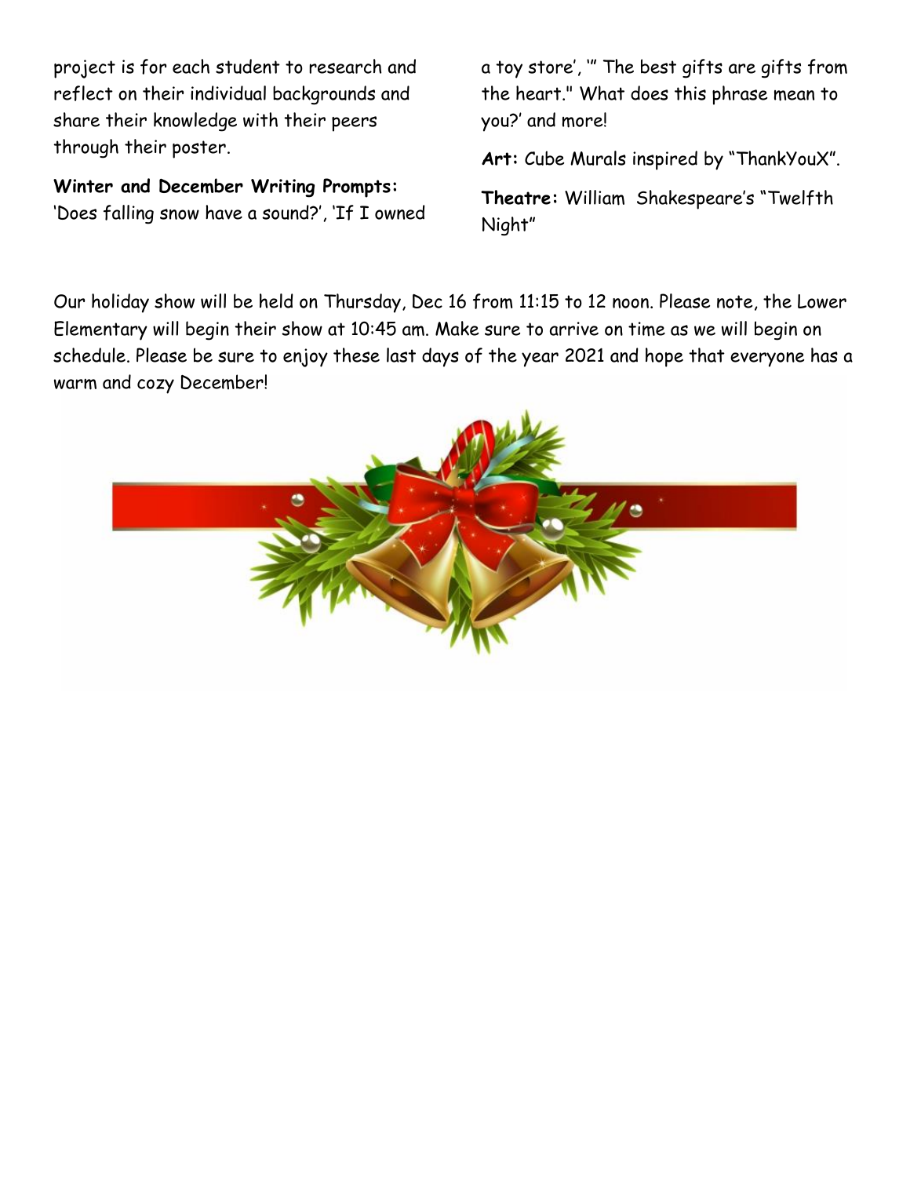project is for each student to research and reflect on their individual backgrounds and share their knowledge with their peers through their poster.

**Winter and December Writing Prompts:** 'Does falling snow have a sound?', 'If I owned a toy store', '" The best gifts are gifts from the heart." What does this phrase mean to you?' and more!

**Art:** Cube Murals inspired by "ThankYouX".

**Theatre:** William Shakespeare's "Twelfth Night"

Our holiday show will be held on Thursday, Dec 16 from 11:15 to 12 noon. Please note, the Lower Elementary will begin their show at 10:45 am. Make sure to arrive on time as we will begin on schedule. Please be sure to enjoy these last days of the year 2021 and hope that everyone has a warm and cozy December!